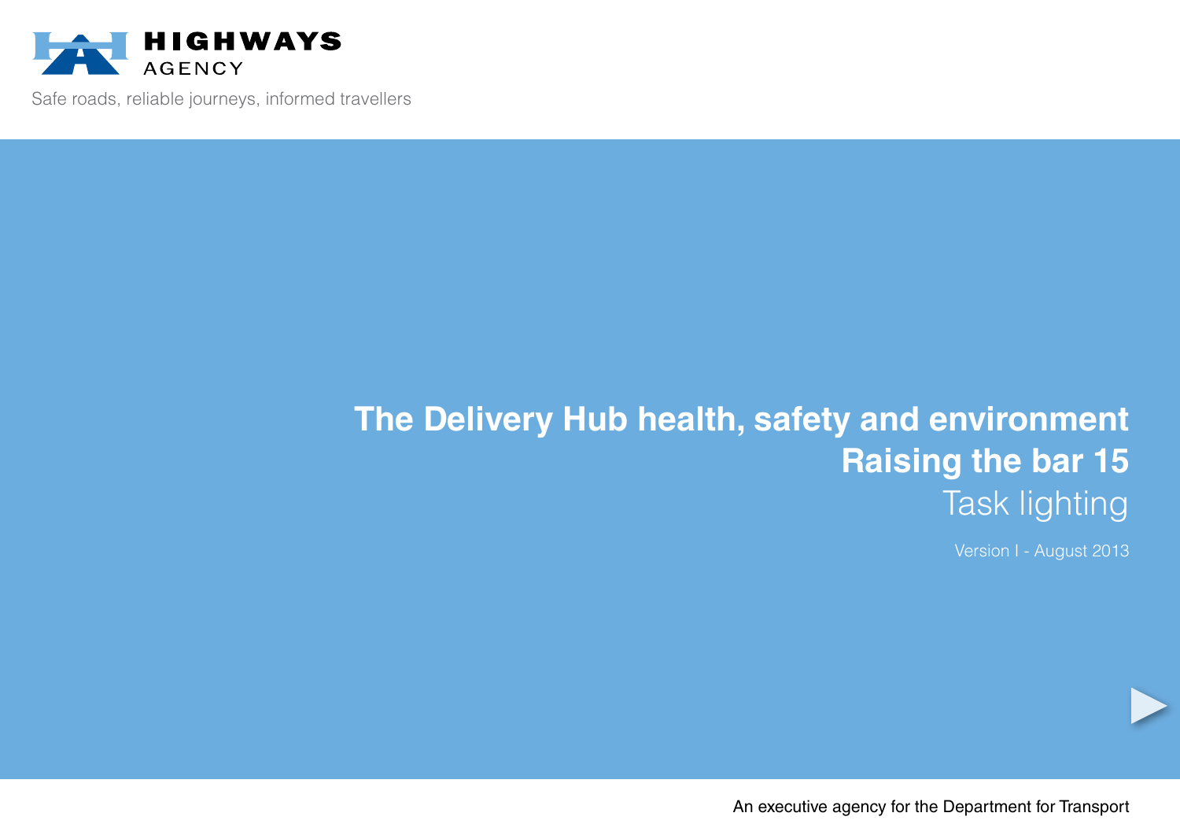HIGHWAYS AGENCY

Safe roads, reliable journeys, informed travellers

# The Delivery Hub health, safety and environment
# Raising the bar 15
## Task lighting

Version I - August 2013

An executive agency for the Department for Transport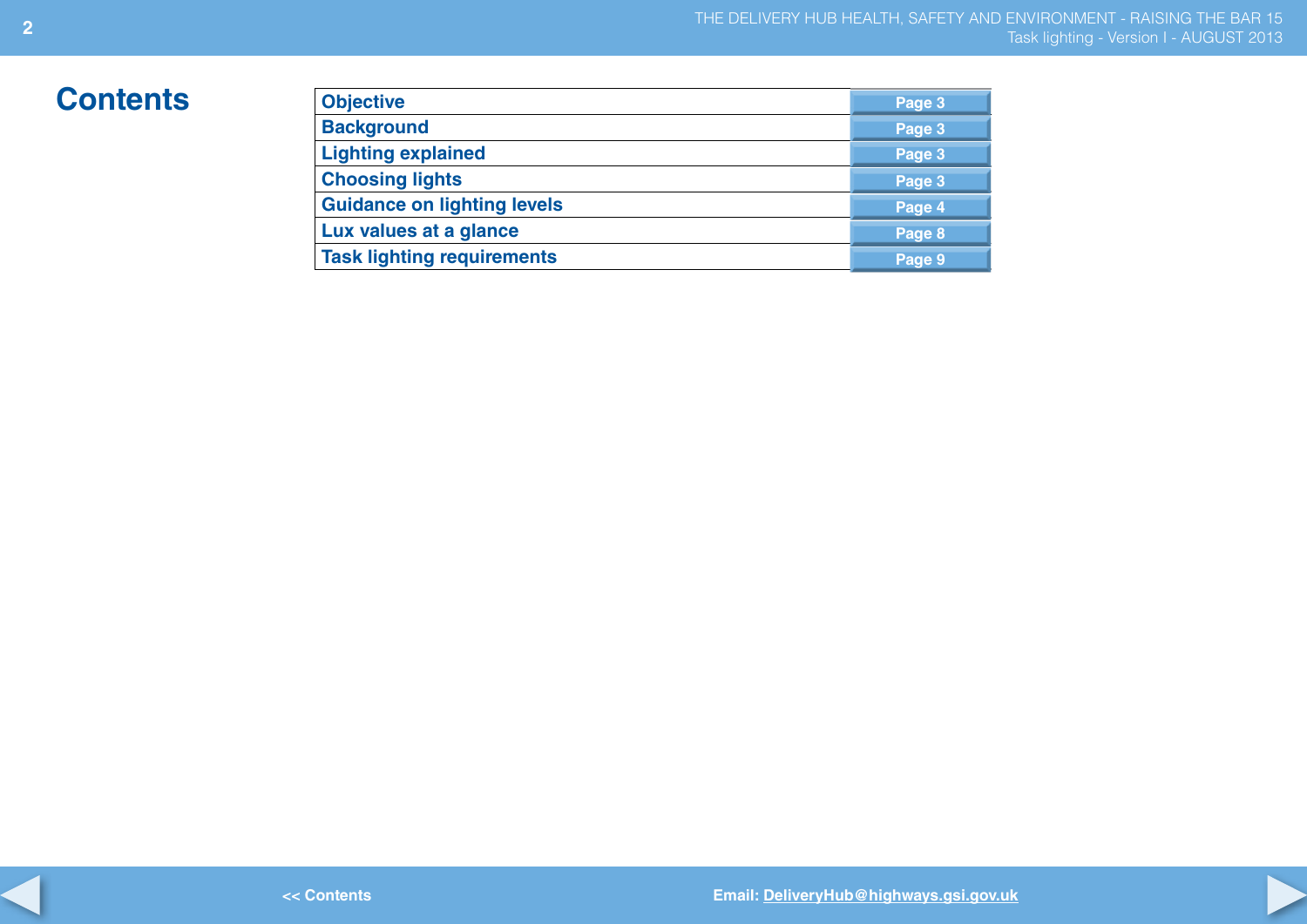# Contents

| Section | Page |
|---|---|
| Objective | Page 3 |
| Background | Page 3 |
| Lighting explained | Page 3 |
| Choosing lights | Page 3 |
| Guidance on lighting levels | Page 4 |
| Lux values at a glance | Page 8 |
| Task lighting requirements | Page 9 |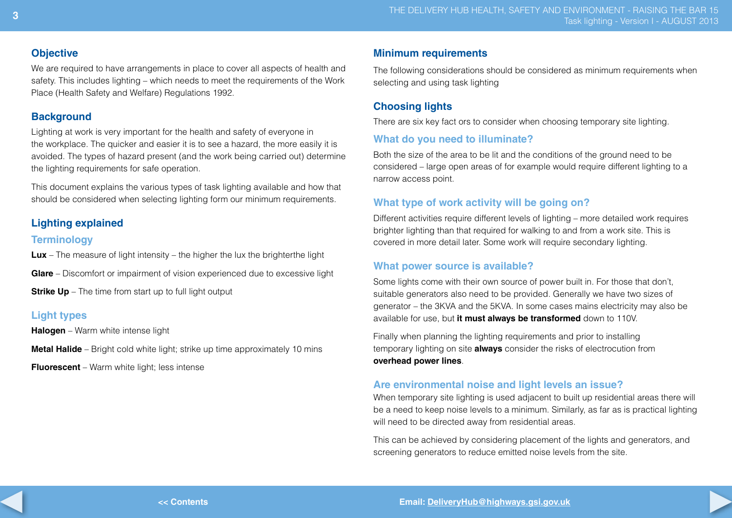## Objective

We are required to have arrangements in place to cover all aspects of health and safety. This includes lighting – which needs to meet the requirements of the Work Place (Health Safety and Welfare) Regulations 1992.

## Background

Lighting at work is very important for the health and safety of everyone in the workplace. The quicker and easier it is to see a hazard, the more easily it is avoided. The types of hazard present (and the work being carried out) determine the lighting requirements for safe operation.

This document explains the various types of task lighting available and how that should be considered when selecting lighting form our minimum requirements.

## Lighting explained

### Terminology

**Lux** – The measure of light intensity – the higher the lux the brighterthe light

**Glare** – Discomfort or impairment of vision experienced due to excessive light

**Strike Up** – The time from start up to full light output

### Light types

**Halogen** – Warm white intense light

**Metal Halide** – Bright cold white light; strike up time approximately 10 mins

**Fluorescent** – Warm white light; less intense

## Minimum requirements

The following considerations should be considered as minimum requirements when selecting and using task lighting

## Choosing lights

There are six key fact ors to consider when choosing temporary site lighting.

### What do you need to illuminate?

Both the size of the area to be lit and the conditions of the ground need to be considered – large open areas of for example would require different lighting to a narrow access point.

### What type of work activity will be going on?

Different activities require different levels of lighting – more detailed work requires brighter lighting than that required for walking to and from a work site. This is covered in more detail later. Some work will require secondary lighting.

### What power source is available?

Some lights come with their own source of power built in. For those that don't, suitable generators also need to be provided. Generally we have two sizes of generator – the 3KVA and the 5KVA. In some cases mains electricity may also be available for use, but **it must always be transformed** down to 110V.

Finally when planning the lighting requirements and prior to installing temporary lighting on site **always** consider the risks of electrocution from **overhead power lines**.

### Are environmental noise and light levels an issue?

When temporary site lighting is used adjacent to built up residential areas there will be a need to keep noise levels to a minimum. Similarly, as far as is practical lighting will need to be directed away from residential areas.

This can be achieved by considering placement of the lights and generators, and screening generators to reduce emitted noise levels from the site.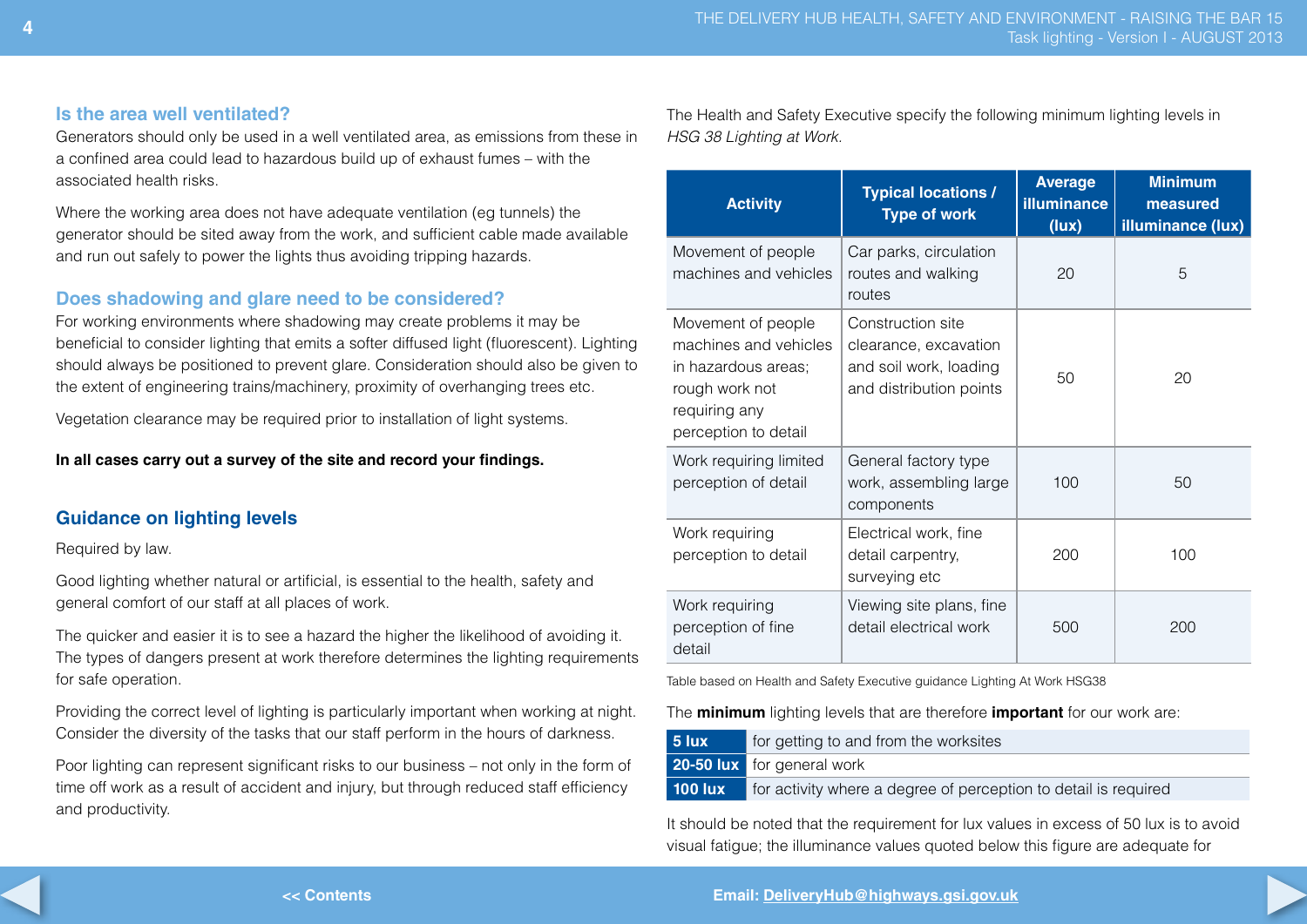## Is the area well ventilated?

Generators should only be used in a well ventilated area, as emissions from these in a confined area could lead to hazardous build up of exhaust fumes – with the associated health risks.

Where the working area does not have adequate ventilation (eg tunnels) the generator should be sited away from the work, and sufficient cable made available and run out safely to power the lights thus avoiding tripping hazards.

## Does shadowing and glare need to be considered?

For working environments where shadowing may create problems it may be beneficial to consider lighting that emits a softer diffused light (fluorescent). Lighting should always be positioned to prevent glare. Consideration should also be given to the extent of engineering trains/machinery, proximity of overhanging trees etc.

Vegetation clearance may be required prior to installation of light systems.

**In all cases carry out a survey of the site and record your findings.**

## Guidance on lighting levels

Required by law.

Good lighting whether natural or artificial, is essential to the health, safety and general comfort of our staff at all places of work.

The quicker and easier it is to see a hazard the higher the likelihood of avoiding it. The types of dangers present at work therefore determines the lighting requirements for safe operation.

Providing the correct level of lighting is particularly important when working at night. Consider the diversity of the tasks that our staff perform in the hours of darkness.

Poor lighting can represent significant risks to our business – not only in the form of time off work as a result of accident and injury, but through reduced staff efficiency and productivity.

The Health and Safety Executive specify the following minimum lighting levels in *HSG 38 Lighting at Work.*

| Activity | Typical locations / Type of work | Average illuminance (lux) | Minimum measured illuminance (lux) |
|---|---|---|---|
| Movement of people machines and vehicles | Car parks, circulation routes and walking routes | 20 | 5 |
| Movement of people machines and vehicles in hazardous areas; rough work not requiring any perception to detail | Construction site clearance, excavation and soil work, loading and distribution points | 50 | 20 |
| Work requiring limited perception of detail | General factory type work, assembling large components | 100 | 50 |
| Work requiring perception to detail | Electrical work, fine detail carpentry, surveying etc | 200 | 100 |
| Work requiring perception of fine detail | Viewing site plans, fine detail electrical work | 500 | 200 |

Table based on Health and Safety Executive guidance Lighting At Work HSG38

The **minimum** lighting levels that are therefore **important** for our work are:

| | |
|---|---|
| **5 lux** | for getting to and from the worksites |
| **20-50 lux** | for general work |
| **100 lux** | for activity where a degree of perception to detail is required |

It should be noted that the requirement for lux values in excess of 50 lux is to avoid visual fatigue; the illuminance values quoted below this figure are adequate for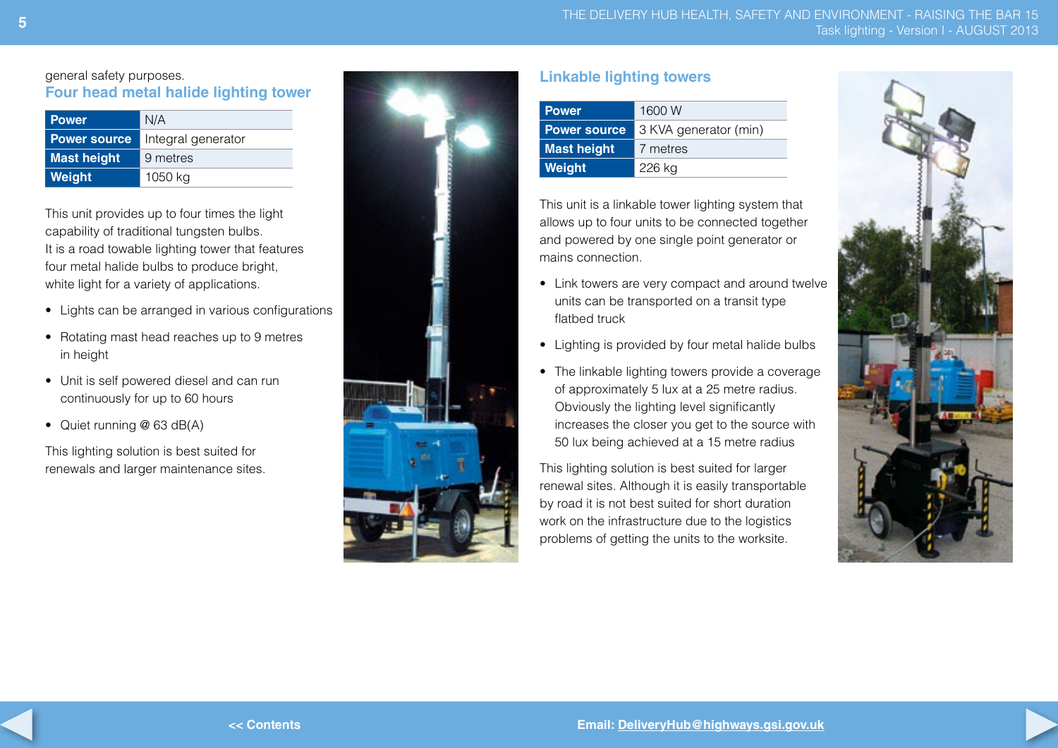general safety purposes.

## Four head metal halide lighting tower

| Power | N/A |
|---|---|
| Power source | Integral generator |
| Mast height | 9 metres |
| Weight | 1050 kg |

This unit provides up to four times the light capability of traditional tungsten bulbs. It is a road towable lighting tower that features four metal halide bulbs to produce bright, white light for a variety of applications.

- Lights can be arranged in various configurations
- Rotating mast head reaches up to 9 metres in height
- Unit is self powered diesel and can run continuously for up to 60 hours
- Quiet running @ 63 dB(A)

This lighting solution is best suited for renewals and larger maintenance sites.

## Linkable lighting towers

| Power | 1600 W |
|---|---|
| Power source | 3 KVA generator (min) |
| Mast height | 7 metres |
| Weight | 226 kg |

This unit is a linkable tower lighting system that allows up to four units to be connected together and powered by one single point generator or mains connection.

- Link towers are very compact and around twelve units can be transported on a transit type flatbed truck
- Lighting is provided by four metal halide bulbs
- The linkable lighting towers provide a coverage of approximately 5 lux at a 25 metre radius. Obviously the lighting level significantly increases the closer you get to the source with 50 lux being achieved at a 15 metre radius

This lighting solution is best suited for larger renewal sites. Although it is easily transportable by road it is not best suited for short duration work on the infrastructure due to the logistics problems of getting the units to the worksite.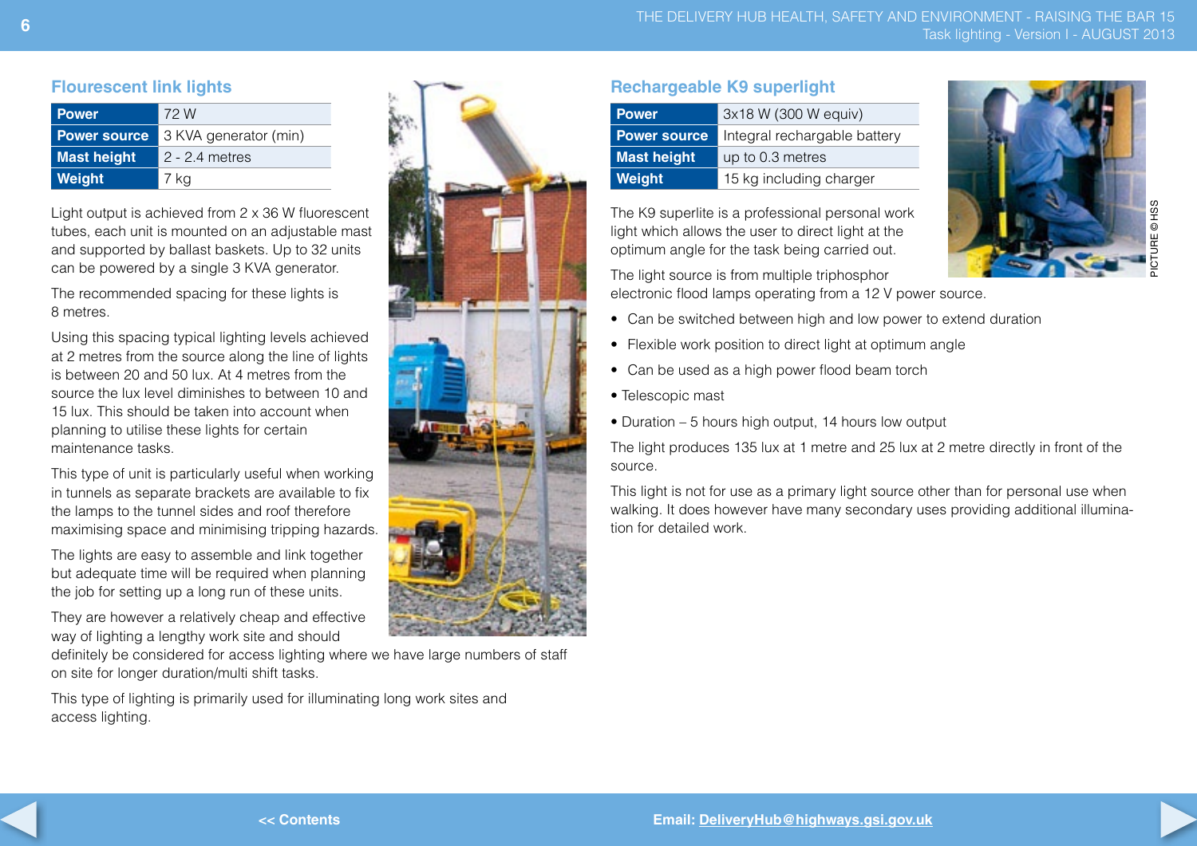## Flourescent link lights

| Power | 72 W |
|---|---|
| Power source | 3 KVA generator (min) |
| Mast height | 2 - 2.4 metres |
| Weight | 7 kg |

Light output is achieved from 2 x 36 W fluorescent tubes, each unit is mounted on an adjustable mast and supported by ballast baskets. Up to 32 units can be powered by a single 3 KVA generator.

The recommended spacing for these lights is 8 metres.

Using this spacing typical lighting levels achieved at 2 metres from the source along the line of lights is between 20 and 50 lux. At 4 metres from the source the lux level diminishes to between 10 and 15 lux. This should be taken into account when planning to utilise these lights for certain maintenance tasks.

This type of unit is particularly useful when working in tunnels as separate brackets are available to fix the lamps to the tunnel sides and roof therefore maximising space and minimising tripping hazards.

The lights are easy to assemble and link together but adequate time will be required when planning the job for setting up a long run of these units.

They are however a relatively cheap and effective way of lighting a lengthy work site and should definitely be considered for access lighting where we have large numbers of staff on site for longer duration/multi shift tasks.

This type of lighting is primarily used for illuminating long work sites and access lighting.

## Rechargeable K9 superlight

| Power | 3x18 W (300 W equiv) |
|---|---|
| Power source | Integral rechargable battery |
| Mast height | up to 0.3 metres |
| Weight | 15 kg including charger |

PICTURE © HSS

The K9 superlite is a professional personal work light which allows the user to direct light at the optimum angle for the task being carried out.

The light source is from multiple triphosphor electronic flood lamps operating from a 12 V power source.

- Can be switched between high and low power to extend duration
- Flexible work position to direct light at optimum angle
- Can be used as a high power flood beam torch
- Telescopic mast
- Duration – 5 hours high output, 14 hours low output

The light produces 135 lux at 1 metre and 25 lux at 2 metre directly in front of the source.

This light is not for use as a primary light source other than for personal use when walking. It does however have many secondary uses providing additional illumination for detailed work.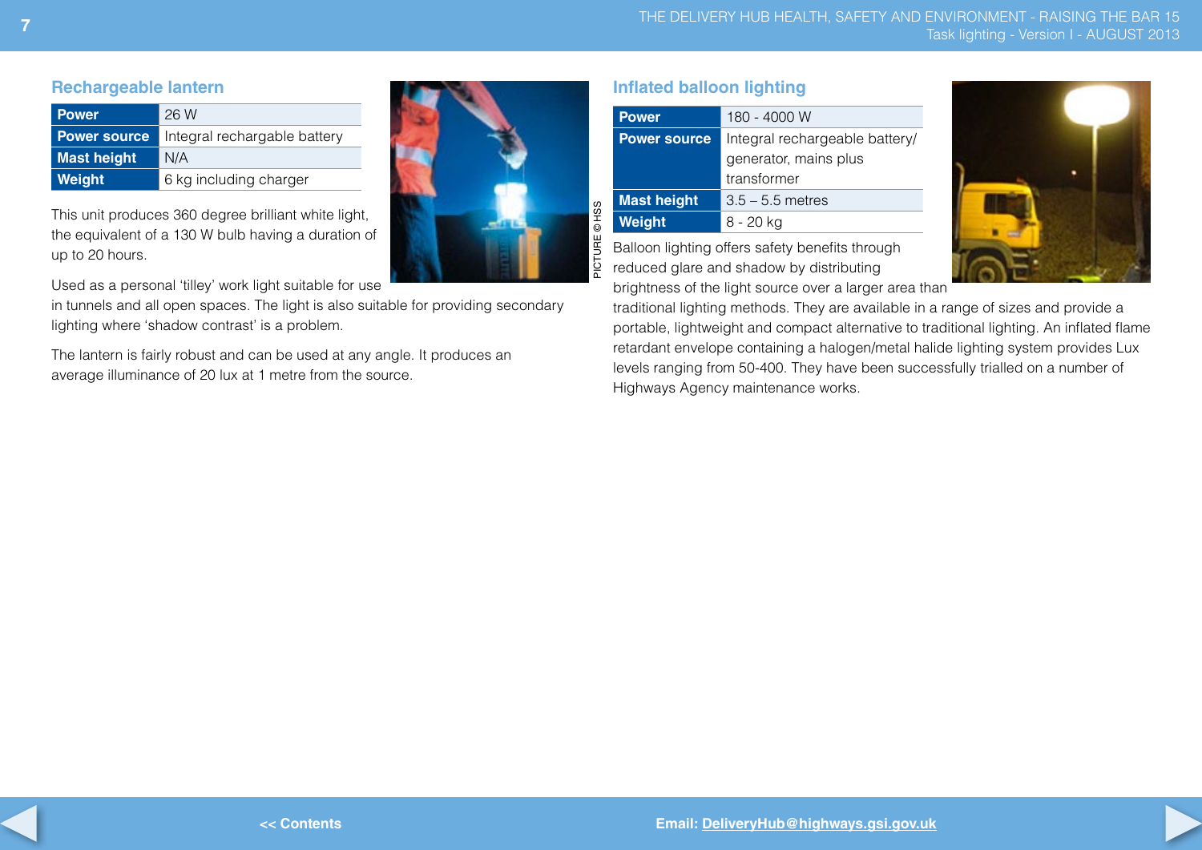## Rechargeable lantern

| | |
|---|---|
| **Power** | 26 W |
| **Power source** | Integral rechargable battery |
| **Mast height** | N/A |
| **Weight** | 6 kg including charger |

This unit produces 360 degree brilliant white light, the equivalent of a 130 W bulb having a duration of up to 20 hours.

Used as a personal 'tilley' work light suitable for use in tunnels and all open spaces. The light is also suitable for providing secondary lighting where 'shadow contrast' is a problem.

The lantern is fairly robust and can be used at any angle. It produces an average illuminance of 20 lux at 1 metre from the source.

PICTURE © HSS

## Inflated balloon lighting

| | |
|---|---|
| **Power** | 180 - 4000 W |
| **Power source** | Integral rechargeable battery/ generator, mains plus transformer |
| **Mast height** | 3.5 – 5.5 metres |
| **Weight** | 8 - 20 kg |

Balloon lighting offers safety benefits through reduced glare and shadow by distributing brightness of the light source over a larger area than traditional lighting methods. They are available in a range of sizes and provide a portable, lightweight and compact alternative to traditional lighting. An inflated flame retardant envelope containing a halogen/metal halide lighting system provides Lux levels ranging from 50-400. They have been successfully trialled on a number of Highways Agency maintenance works.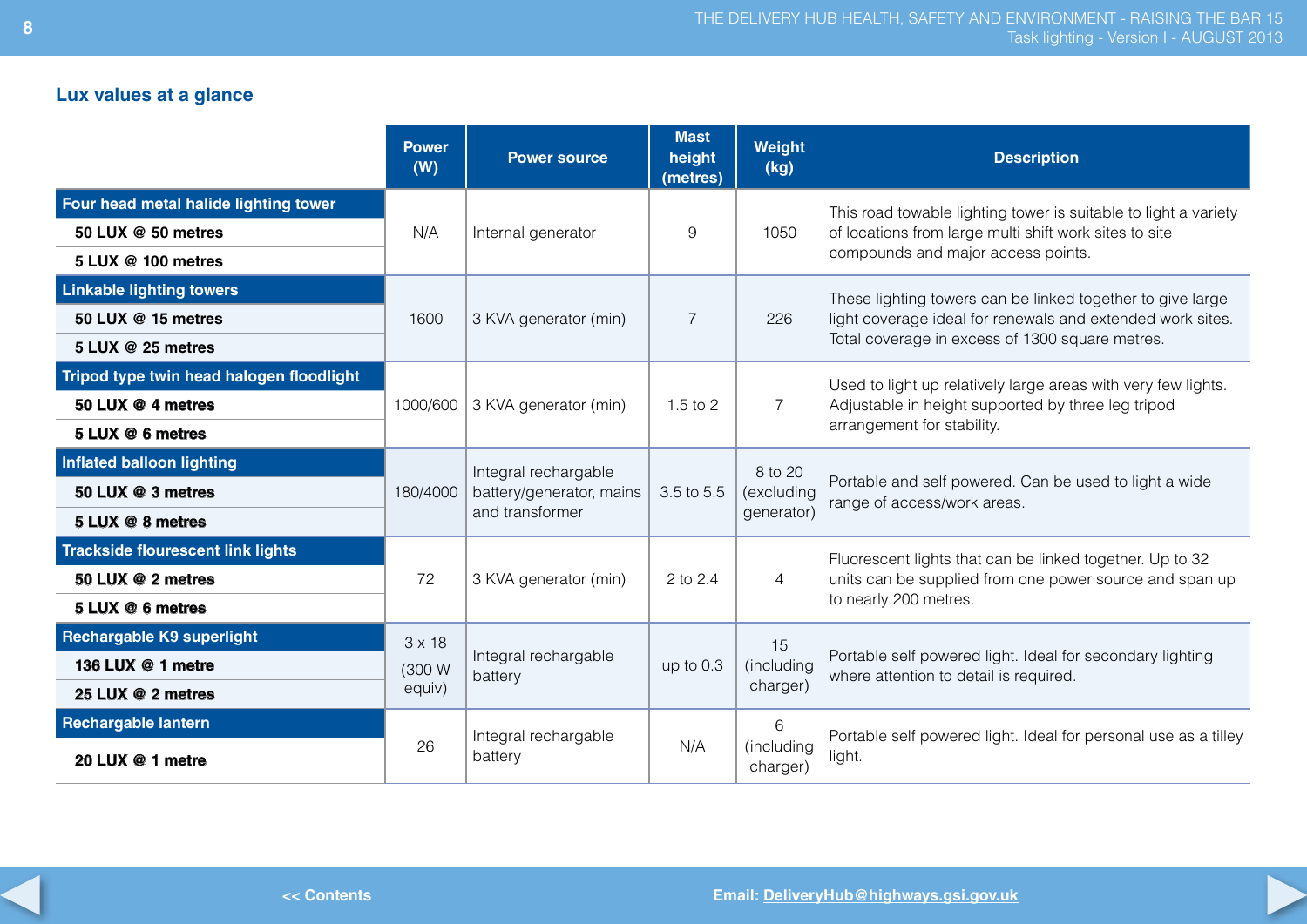## Lux values at a glance

| | Power (W) | Power source | Mast height (metres) | Weight (kg) | Description |
|---|---|---|---|---|---|
| **Four head metal halide lighting tower** | | | | | |
| **50 LUX @ 50 metres** | N/A | Internal generator | 9 | 1050 | This road towable lighting tower is suitable to light a variety of locations from large multi shift work sites to site compounds and major access points. |
| **5 LUX @ 100 metres** | | | | | |
| **Linkable lighting towers** | | | | | |
| **50 LUX @ 15 metres** | 1600 | 3 KVA generator (min) | 7 | 226 | These lighting towers can be linked together to give large light coverage ideal for renewals and extended work sites. Total coverage in excess of 1300 square metres. |
| **5 LUX @ 25 metres** | | | | | |
| **Tripod type twin head halogen floodlight** | | | | | |
| **50 LUX @ 4 metres** | 1000/600 | 3 KVA generator (min) | 1.5 to 2 | 7 | Used to light up relatively large areas with very few lights. Adjustable in height supported by three leg tripod arrangement for stability. |
| **5 LUX @ 6 metres** | | | | | |
| **Inflated balloon lighting** | | | | | |
| **50 LUX @ 3 metres** | 180/4000 | Integral rechargable battery/generator, mains and transformer | 3.5 to 5.5 | 8 to 20 (excluding generator) | Portable and self powered. Can be used to light a wide range of access/work areas. |
| **5 LUX @ 8 metres** | | | | | |
| **Trackside flourescent link lights** | | | | | |
| **50 LUX @ 2 metres** | 72 | 3 KVA generator (min) | 2 to 2.4 | 4 | Fluorescent lights that can be linked together. Up to 32 units can be supplied from one power source and span up to nearly 200 metres. |
| **5 LUX @ 6 metres** | | | | | |
| **Rechargable K9 superlight** | | | | | |
| **136 LUX @ 1 metre** | 3 x 18 (300 W equiv) | Integral rechargable battery | up to 0.3 | 15 (including charger) | Portable self powered light. Ideal for secondary lighting where attention to detail is required. |
| **25 LUX @ 2 metres** | | | | | |
| **Rechargable lantern** | | | | | |
| **20 LUX @ 1 metre** | 26 | Integral rechargable battery | N/A | 6 (including charger) | Portable self powered light. Ideal for personal use as a tilley light. |

<< Contents

Email: DeliveryHub@highways.gsi.gov.uk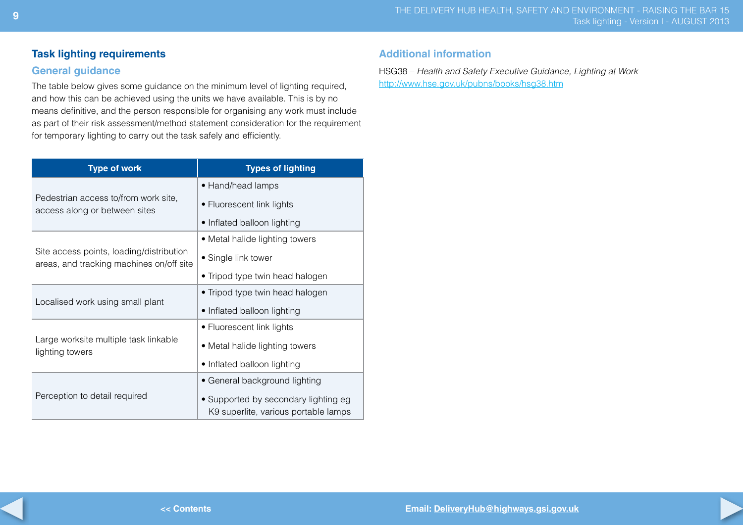## Task lighting requirements

### General guidance

The table below gives some guidance on the minimum level of lighting required, and how this can be achieved using the units we have available. This is by no means definitive, and the person responsible for organising any work must include as part of their risk assessment/method statement consideration for the requirement for temporary lighting to carry out the task safely and efficiently.

| Type of work | Types of lighting |
|---|---|
| Pedestrian access to/from work site, access along or between sites | • Hand/head lamps<br>• Fluorescent link lights<br>• Inflated balloon lighting |
| Site access points, loading/distribution areas, and tracking machines on/off site | • Metal halide lighting towers<br>• Single link tower<br>• Tripod type twin head halogen |
| Localised work using small plant | • Tripod type twin head halogen<br>• Inflated balloon lighting |
| Large worksite multiple task linkable lighting towers | • Fluorescent link lights<br>• Metal halide lighting towers<br>• Inflated balloon lighting |
| Perception to detail required | • General background lighting<br>• Supported by secondary lighting eg K9 superlite, various portable lamps |

### Additional information

HSG38 – *Health and Safety Executive Guidance, Lighting at Work*
http://www.hse.gov.uk/pubns/books/hsg38.htm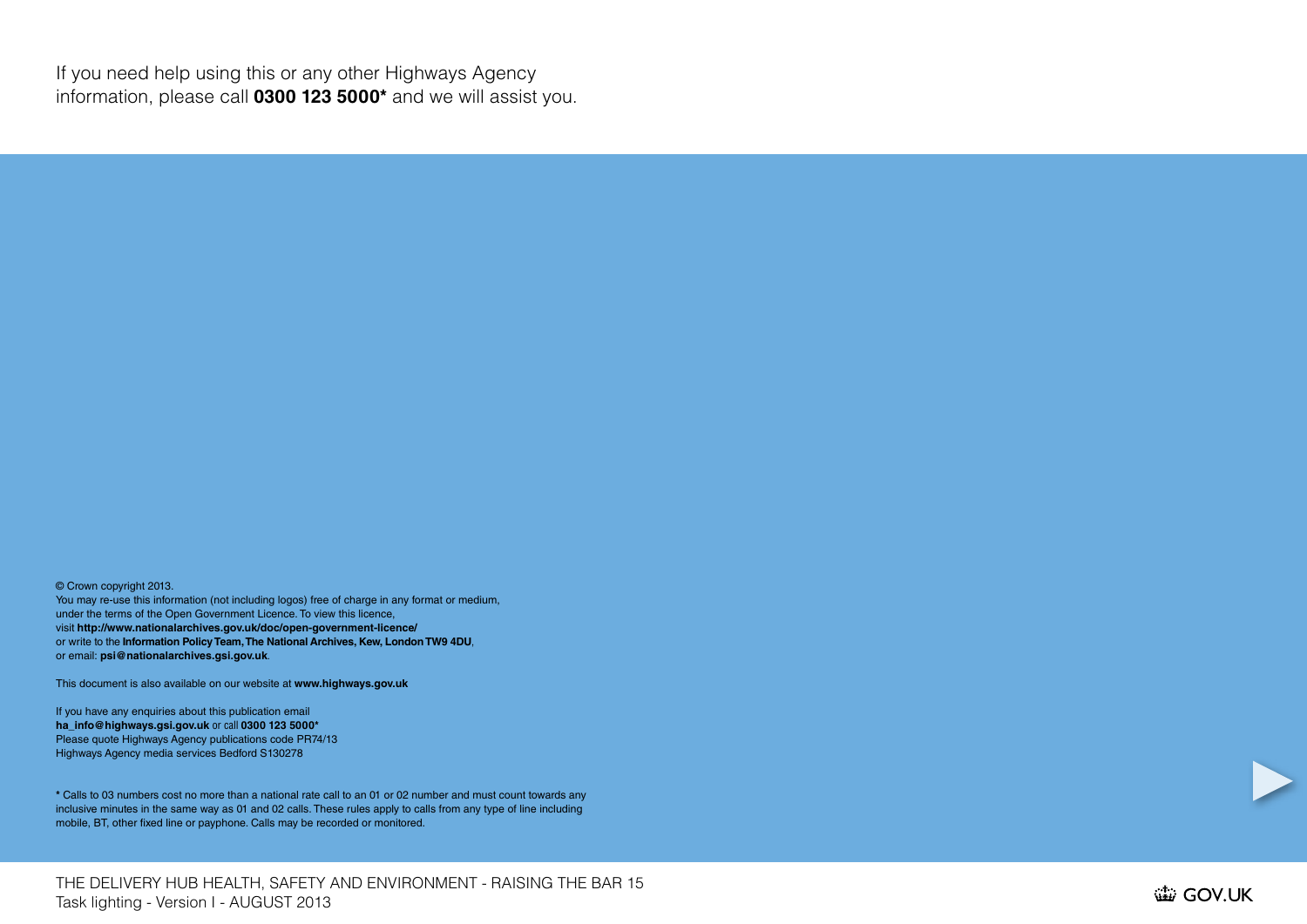If you need help using this or any other Highways Agency information, please call **0300 123 5000*** and we will assist you.

© Crown copyright 2013.
You may re-use this information (not including logos) free of charge in any format or medium, under the terms of the Open Government Licence. To view this licence, visit **http://www.nationalarchives.gov.uk/doc/open-government-licence/** or write to the **Information Policy Team, The National Archives, Kew, London TW9 4DU**, or email: **psi@nationalarchives.gsi.gov.uk**.

This document is also available on our website at **www.highways.gov.uk**

If you have any enquiries about this publication email **ha_info@highways.gsi.gov.uk** or call **0300 123 5000***
Please quote Highways Agency publications code PR74/13
Highways Agency media services Bedford S130278

* Calls to 03 numbers cost no more than a national rate call to an 01 or 02 number and must count towards any inclusive minutes in the same way as 01 and 02 calls. These rules apply to calls from any type of line including mobile, BT, other fixed line or payphone. Calls may be recorded or monitored.

THE DELIVERY HUB HEALTH, SAFETY AND ENVIRONMENT - RAISING THE BAR 15
Task lighting - Version I - AUGUST 2013

GOV.UK